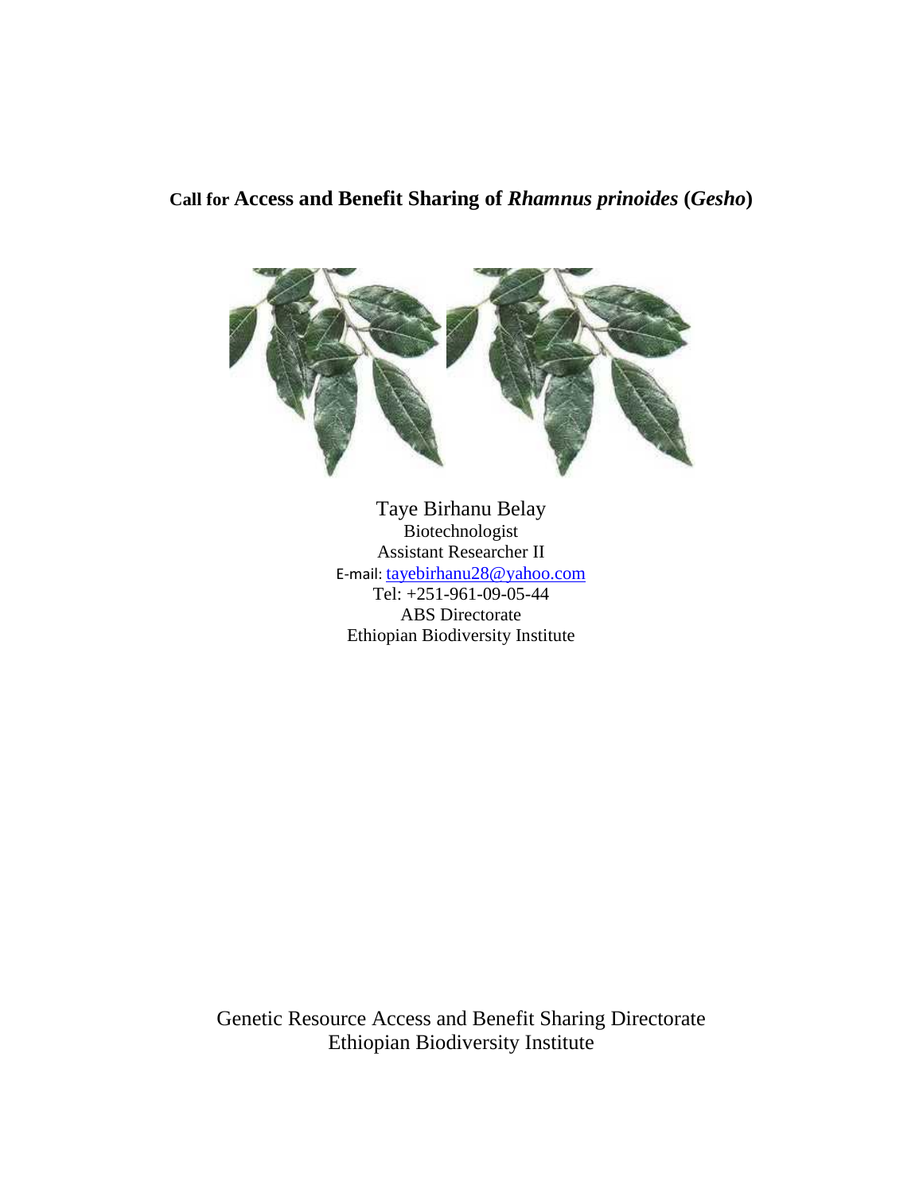# Call for Access and Benefit Sharing of *Rhamnus prinoides* (*Gesho*)

Taye Birhanu Belay

Biotechnologist

Assistant Researcher II

E-mail: tayebirhanu28@yahoo.com

Tel: +251-961-09-05-44

ABS Directorate

Ethiopian Biodiversity Institute

Genetic Resource Access and Benefit Sharing Directorate

Ethiopian Biodiversity Institute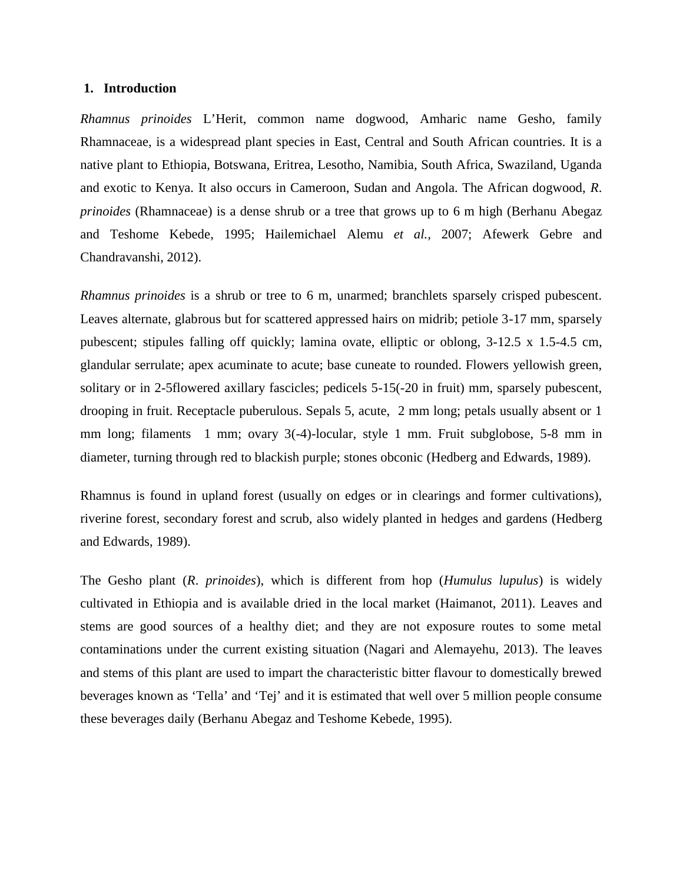## 1. Introduction

*Rhamnus prinoides* L'Herit, common name dogwood, Amharic name Gesho, family Rhamnaceae, is a widespread plant species in East, Central and South African countries. It is a native plant to Ethiopia, Botswana, Eritrea, Lesotho, Namibia, South Africa, Swaziland, Uganda and exotic to Kenya. It also occurs in Cameroon, Sudan and Angola. The African dogwood, *R. prinoides* (Rhamnaceae) is a dense shrub or a tree that grows up to 6 m high (Berhanu Abegaz and Teshome Kebede, 1995; Hailemichael Alemu *et al.*, 2007; Afewerk Gebre and Chandravanshi, 2012).

*Rhamnus prinoides* is a shrub or tree to 6 m, unarmed; branchlets sparsely crisped pubescent. Leaves alternate, glabrous but for scattered appressed hairs on midrib; petiole 3-17 mm, sparsely pubescent; stipules falling off quickly; lamina ovate, elliptic or oblong, 3-12.5 x 1.5-4.5 cm, glandular serrulate; apex acuminate to acute; base cuneate to rounded. Flowers yellowish green, solitary or in 2-5flowered axillary fascicles; pedicels 5-15(-20 in fruit) mm, sparsely pubescent, drooping in fruit. Receptacle puberulous. Sepals 5, acute, 2 mm long; petals usually absent or 1 mm long; filaments 1 mm; ovary 3(-4)-locular, style 1 mm. Fruit subglobose, 5-8 mm in diameter, turning through red to blackish purple; stones obconic (Hedberg and Edwards, 1989).

Rhamnus is found in upland forest (usually on edges or in clearings and former cultivations), riverine forest, secondary forest and scrub, also widely planted in hedges and gardens (Hedberg and Edwards, 1989).

The Gesho plant (*R. prinoides*), which is different from hop (*Humulus lupulus*) is widely cultivated in Ethiopia and is available dried in the local market (Haimanot, 2011). Leaves and stems are good sources of a healthy diet; and they are not exposure routes to some metal contaminations under the current existing situation (Nagari and Alemayehu, 2013). The leaves and stems of this plant are used to impart the characteristic bitter flavour to domestically brewed beverages known as 'Tella' and 'Tej' and it is estimated that well over 5 million people consume these beverages daily (Berhanu Abegaz and Teshome Kebede, 1995).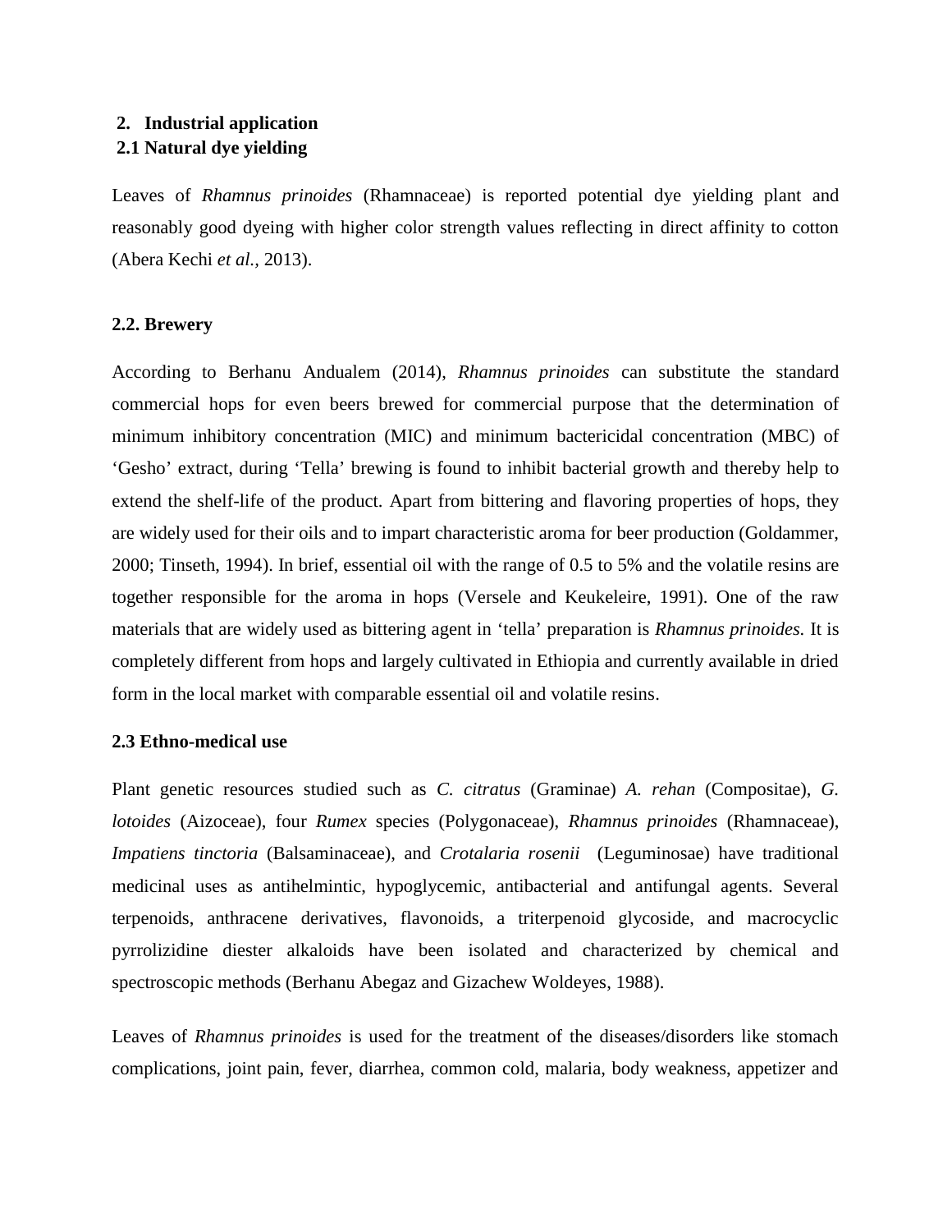## 2. Industrial application

### 2.1 Natural dye yielding

Leaves of *Rhamnus prinoides* (Rhamnaceae) is reported potential dye yielding plant and reasonably good dyeing with higher color strength values reflecting in direct affinity to cotton (Abera Kechi *et al.,* 2013).

### 2.2. Brewery

According to Berhanu Andualem (2014), *Rhamnus prinoides* can substitute the standard commercial hops for even beers brewed for commercial purpose that the determination of minimum inhibitory concentration (MIC) and minimum bactericidal concentration (MBC) of 'Gesho' extract, during 'Tella' brewing is found to inhibit bacterial growth and thereby help to extend the shelf-life of the product. Apart from bittering and flavoring properties of hops, they are widely used for their oils and to impart characteristic aroma for beer production (Goldammer, 2000; Tinseth, 1994). In brief, essential oil with the range of 0.5 to 5% and the volatile resins are together responsible for the aroma in hops (Versele and Keukeleire, 1991). One of the raw materials that are widely used as bittering agent in 'tella' preparation is *Rhamnus prinoides.* It is completely different from hops and largely cultivated in Ethiopia and currently available in dried form in the local market with comparable essential oil and volatile resins.

### 2.3 Ethno-medical use

Plant genetic resources studied such as *C. citratus* (Graminae) *A. rehan* (Compositae), *G. lotoides* (Aizoceae), four *Rumex* species (Polygonaceae), *Rhamnus prinoides* (Rhamnaceae), *Impatiens tinctoria* (Balsaminaceae), and *Crotalaria rosenii* (Leguminosae) have traditional medicinal uses as antihelmintic, hypoglycemic, antibacterial and antifungal agents. Several terpenoids, anthracene derivatives, flavonoids, a triterpenoid glycoside, and macrocyclic pyrrolizidine diester alkaloids have been isolated and characterized by chemical and spectroscopic methods (Berhanu Abegaz and Gizachew Woldeyes, 1988).

Leaves of *Rhamnus prinoides* is used for the treatment of the diseases/disorders like stomach complications, joint pain, fever, diarrhea, common cold, malaria, body weakness, appetizer and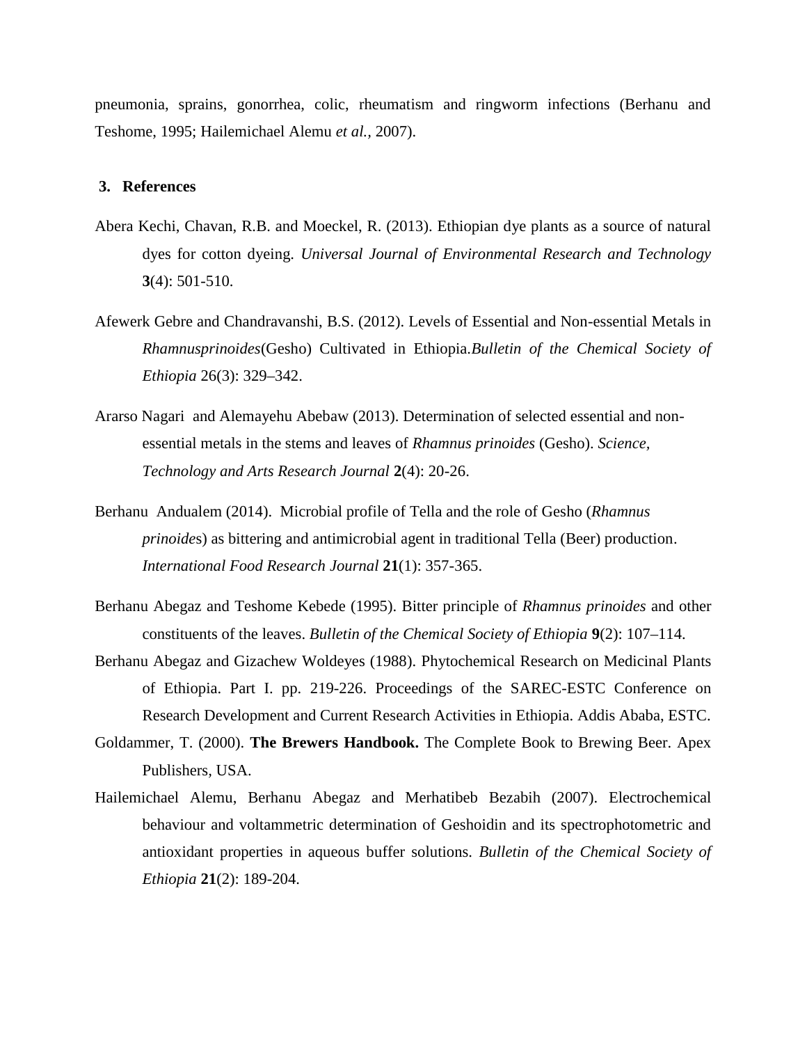pneumonia, sprains, gonorrhea, colic, rheumatism and ringworm infections (Berhanu and Teshome, 1995; Hailemichael Alemu *et al.,* 2007).

## 3. References

Abera Kechi, Chavan, R.B. and Moeckel, R. (2013). Ethiopian dye plants as a source of natural dyes for cotton dyeing. *Universal Journal of Environmental Research and Technology* **3**(4): 501-510.

Afewerk Gebre and Chandravanshi, B.S. (2012). Levels of Essential and Non-essential Metals in *Rhamnusprinoides*(Gesho) Cultivated in Ethiopia.*Bulletin of the Chemical Society of Ethiopia* 26(3): 329–342.

Ararso Nagari and Alemayehu Abebaw (2013). Determination of selected essential and non-essential metals in the stems and leaves of *Rhamnus prinoides* (Gesho). *Science, Technology and Arts Research Journal* **2**(4): 20-26.

Berhanu Andualem (2014). Microbial profile of Tella and the role of Gesho (*Rhamnus prinoide*s) as bittering and antimicrobial agent in traditional Tella (Beer) production. *International Food Research Journal* **21**(1): 357-365.

Berhanu Abegaz and Teshome Kebede (1995). Bitter principle of *Rhamnus prinoides* and other constituents of the leaves. *Bulletin of the Chemical Society of Ethiopia* **9**(2): 107–114.

Berhanu Abegaz and Gizachew Woldeyes (1988). Phytochemical Research on Medicinal Plants of Ethiopia. Part I. pp. 219-226. Proceedings of the SAREC-ESTC Conference on Research Development and Current Research Activities in Ethiopia. Addis Ababa, ESTC.

Goldammer, T. (2000). **The Brewers Handbook.** The Complete Book to Brewing Beer. Apex Publishers, USA.

Hailemichael Alemu, Berhanu Abegaz and Merhatibeb Bezabih (2007). Electrochemical behaviour and voltammetric determination of Geshoidin and its spectrophotometric and antioxidant properties in aqueous buffer solutions. *Bulletin of the Chemical Society of Ethiopia* **21**(2): 189-204.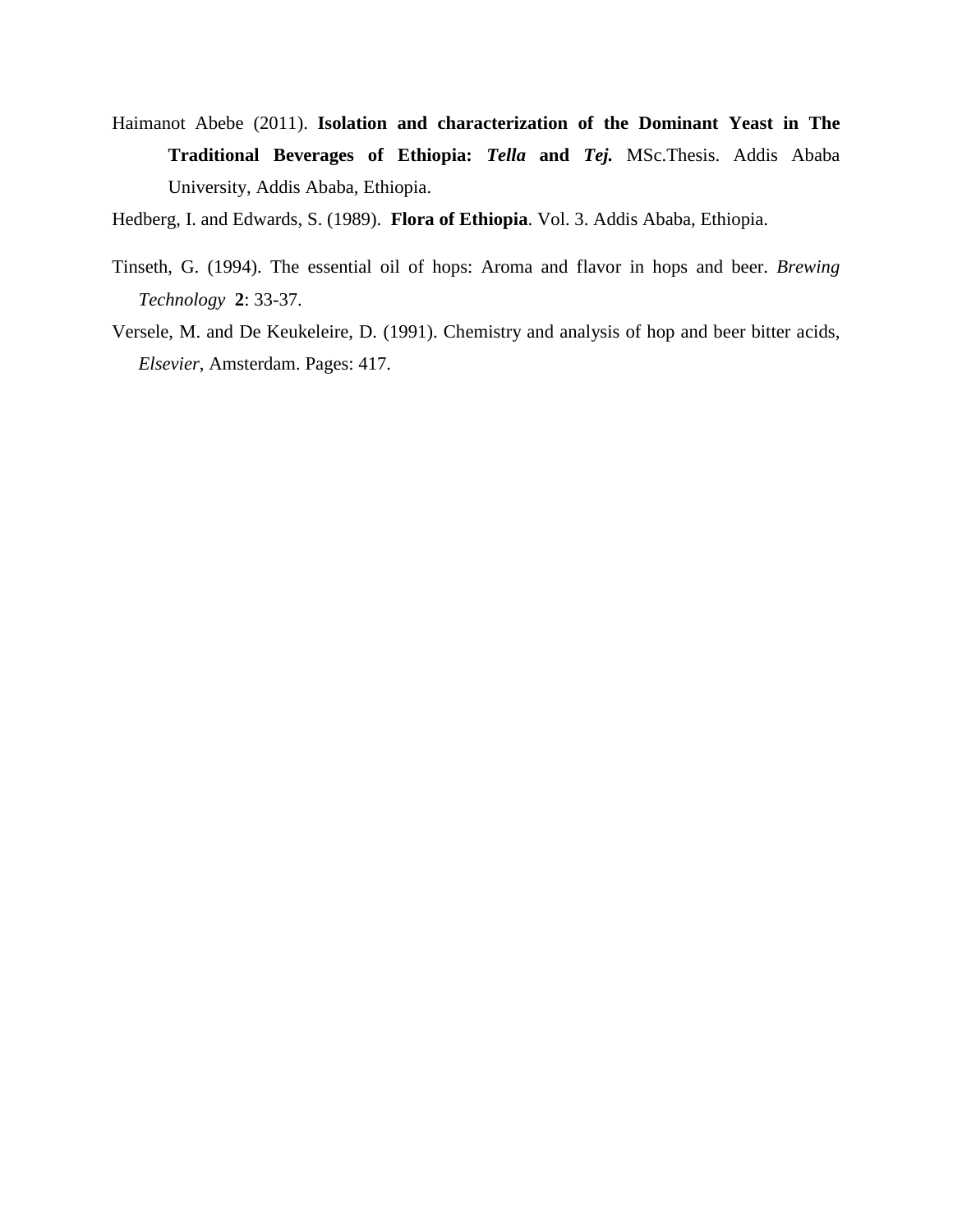Haimanot Abebe (2011). **Isolation and characterization of the Dominant Yeast in The Traditional Beverages of Ethiopia: *Tella* and *Tej.*** MSc.Thesis. Addis Ababa University, Addis Ababa, Ethiopia.

Hedberg, I. and Edwards, S. (1989). **Flora of Ethiopia**. Vol. 3. Addis Ababa, Ethiopia.

Tinseth, G. (1994). The essential oil of hops: Aroma and flavor in hops and beer. *Brewing Technology* **2**: 33-37.

Versele, M. and De Keukeleire, D. (1991). Chemistry and analysis of hop and beer bitter acids, *Elsevier*, Amsterdam. Pages: 417.